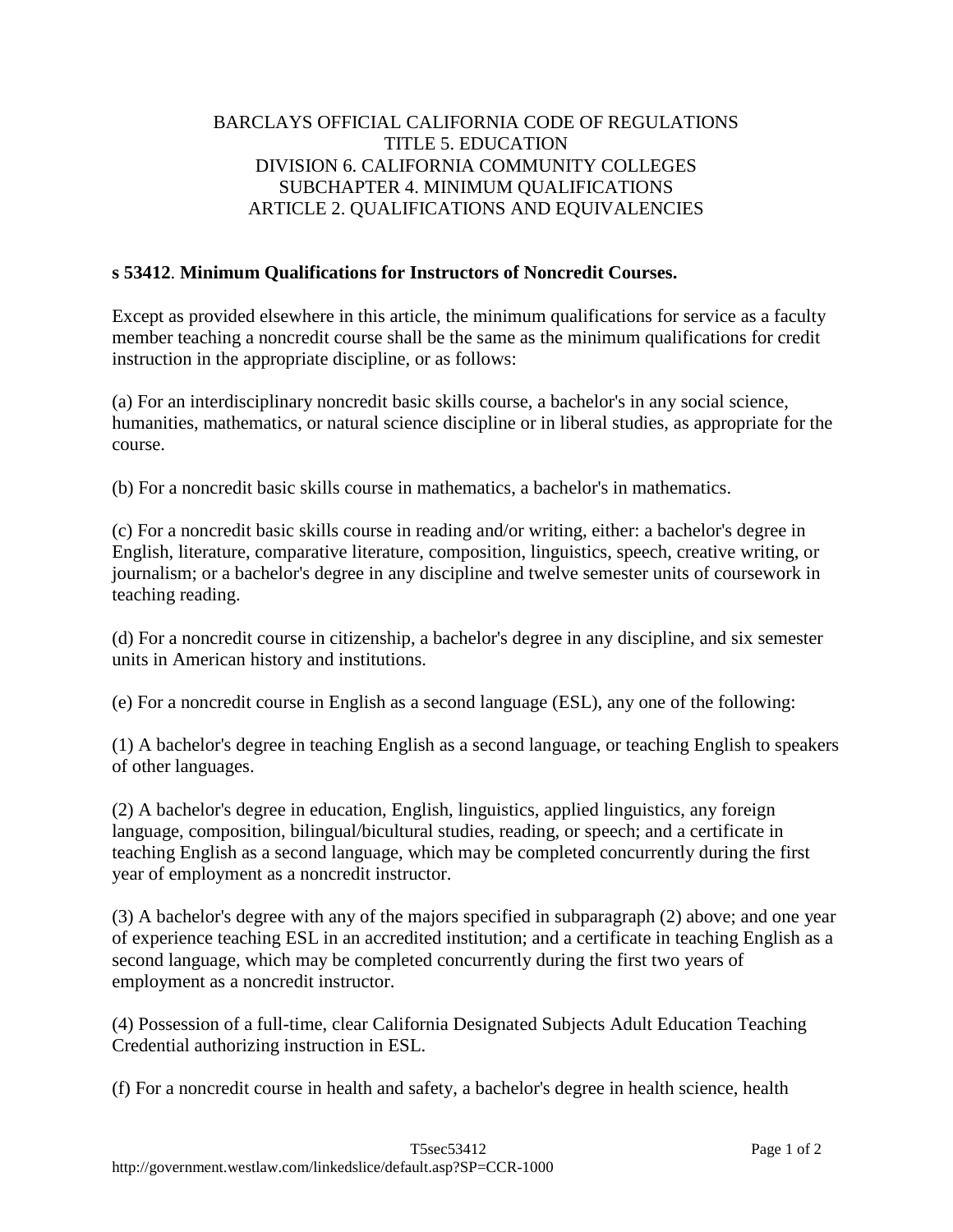BARCLAYS OFFICIAL CALIFORNIA CODE OF REGULATIONS
TITLE 5. EDUCATION
DIVISION 6. CALIFORNIA COMMUNITY COLLEGES
SUBCHAPTER 4. MINIMUM QUALIFICATIONS
ARTICLE 2. QUALIFICATIONS AND EQUIVALENCIES

**s 53412**. **Minimum Qualifications for Instructors of Noncredit Courses.**

Except as provided elsewhere in this article, the minimum qualifications for service as a faculty member teaching a noncredit course shall be the same as the minimum qualifications for credit instruction in the appropriate discipline, or as follows:

(a) For an interdisciplinary noncredit basic skills course, a bachelor's in any social science, humanities, mathematics, or natural science discipline or in liberal studies, as appropriate for the course.

(b) For a noncredit basic skills course in mathematics, a bachelor's in mathematics.

(c) For a noncredit basic skills course in reading and/or writing, either: a bachelor's degree in English, literature, comparative literature, composition, linguistics, speech, creative writing, or journalism; or a bachelor's degree in any discipline and twelve semester units of coursework in teaching reading.

(d) For a noncredit course in citizenship, a bachelor's degree in any discipline, and six semester units in American history and institutions.

(e) For a noncredit course in English as a second language (ESL), any one of the following:

(1) A bachelor's degree in teaching English as a second language, or teaching English to speakers of other languages.

(2) A bachelor's degree in education, English, linguistics, applied linguistics, any foreign language, composition, bilingual/bicultural studies, reading, or speech; and a certificate in teaching English as a second language, which may be completed concurrently during the first year of employment as a noncredit instructor.

(3) A bachelor's degree with any of the majors specified in subparagraph (2) above; and one year of experience teaching ESL in an accredited institution; and a certificate in teaching English as a second language, which may be completed concurrently during the first two years of employment as a noncredit instructor.

(4) Possession of a full-time, clear California Designated Subjects Adult Education Teaching Credential authorizing instruction in ESL.

(f) For a noncredit course in health and safety, a bachelor's degree in health science, health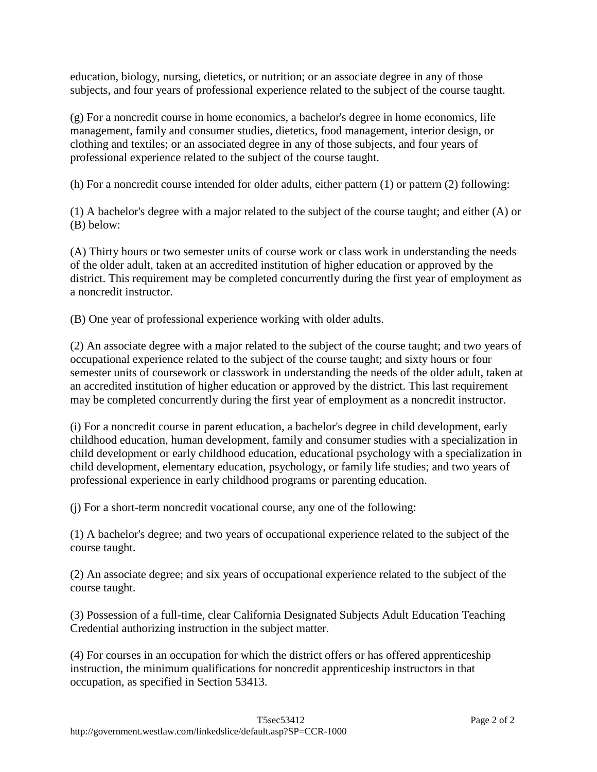education, biology, nursing, dietetics, or nutrition; or an associate degree in any of those subjects, and four years of professional experience related to the subject of the course taught.

(g) For a noncredit course in home economics, a bachelor's degree in home economics, life management, family and consumer studies, dietetics, food management, interior design, or clothing and textiles; or an associated degree in any of those subjects, and four years of professional experience related to the subject of the course taught.

(h) For a noncredit course intended for older adults, either pattern (1) or pattern (2) following:

(1) A bachelor's degree with a major related to the subject of the course taught; and either (A) or (B) below:

(A) Thirty hours or two semester units of course work or class work in understanding the needs of the older adult, taken at an accredited institution of higher education or approved by the district. This requirement may be completed concurrently during the first year of employment as a noncredit instructor.

(B) One year of professional experience working with older adults.

(2) An associate degree with a major related to the subject of the course taught; and two years of occupational experience related to the subject of the course taught; and sixty hours or four semester units of coursework or classwork in understanding the needs of the older adult, taken at an accredited institution of higher education or approved by the district. This last requirement may be completed concurrently during the first year of employment as a noncredit instructor.

(i) For a noncredit course in parent education, a bachelor's degree in child development, early childhood education, human development, family and consumer studies with a specialization in child development or early childhood education, educational psychology with a specialization in child development, elementary education, psychology, or family life studies; and two years of professional experience in early childhood programs or parenting education.

(j) For a short-term noncredit vocational course, any one of the following:

(1) A bachelor's degree; and two years of occupational experience related to the subject of the course taught.

(2) An associate degree; and six years of occupational experience related to the subject of the course taught.

(3) Possession of a full-time, clear California Designated Subjects Adult Education Teaching Credential authorizing instruction in the subject matter.

(4) For courses in an occupation for which the district offers or has offered apprenticeship instruction, the minimum qualifications for noncredit apprenticeship instructors in that occupation, as specified in Section 53413.